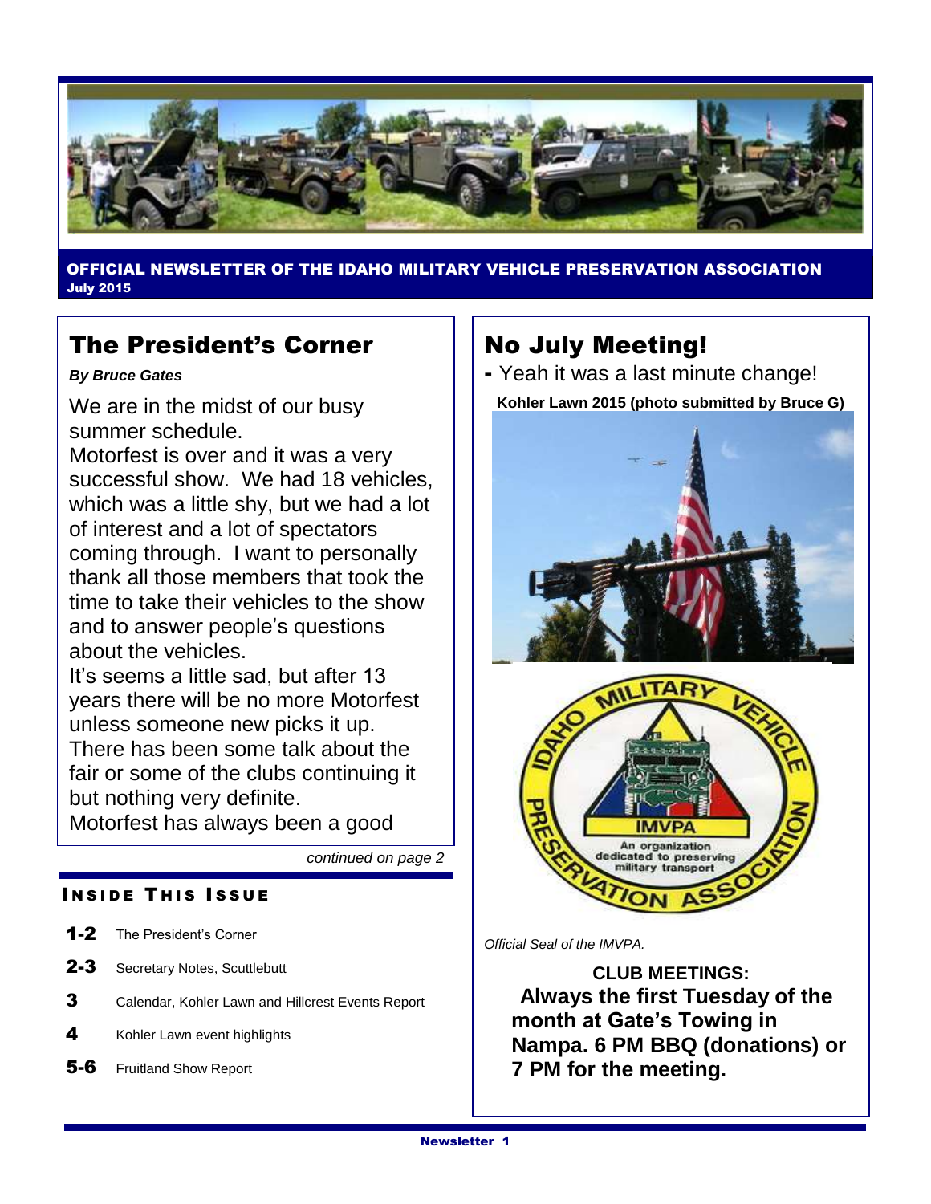**OFFICIAL NEWSLETTER OF THE IDAHO MILITARY VEHICLE PRESERVATION ASSOCIATION**
**July 2015**

## The President's Corner

***By Bruce Gates***

We are in the midst of our busy summer schedule.

Motorfest is over and it was a very successful show. We had 18 vehicles, which was a little shy, but we had a lot of interest and a lot of spectators coming through. I want to personally thank all those members that took the time to take their vehicles to the show and to answer people's questions about the vehicles.

It's seems a little sad, but after 13 years there will be no more Motorfest unless someone new picks it up. There has been some talk about the fair or some of the clubs continuing it but nothing very definite.

Motorfest has always been a good

*continued on page 2*

### INSIDE THIS ISSUE

- **1-2** The President's Corner
- **2-3** Secretary Notes, Scuttlebutt
- **3** Calendar, Kohler Lawn and Hillcrest Events Report
- **4** Kohler Lawn event highlights
- **5-6** Fruitland Show Report

## No July Meeting!

**-** Yeah it was a last minute change!

**Kohler Lawn 2015 (photo submitted by Bruce G)**

*Official Seal of the IMVPA.*

**CLUB MEETINGS:**
**Always the first Tuesday of the month at Gate's Towing in Nampa. 6 PM BBQ (donations) or 7 PM for the meeting.**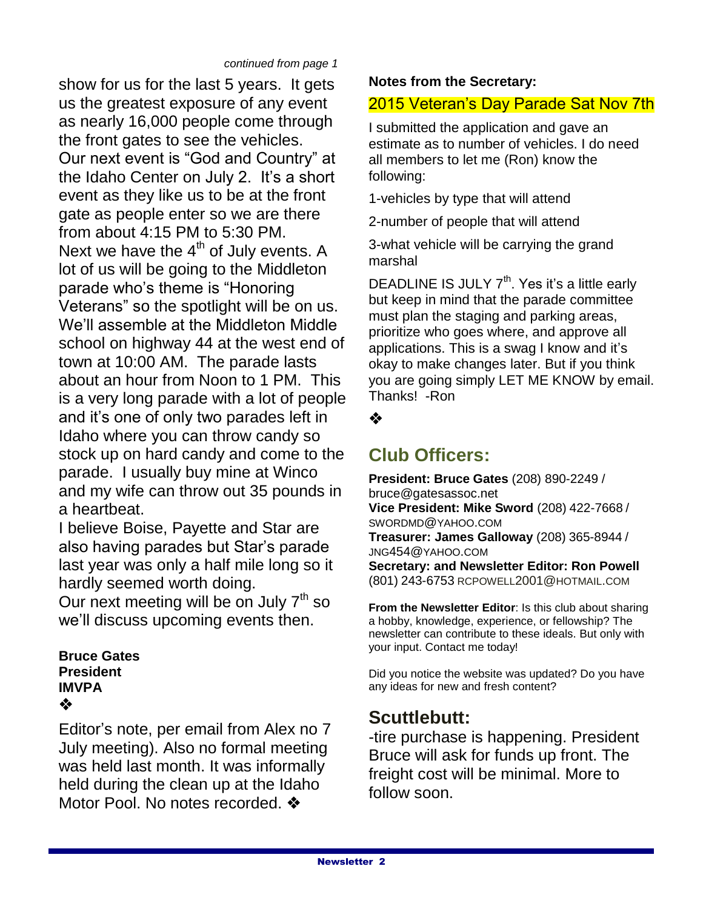*continued from page 1*

show for us for the last 5 years. It gets us the greatest exposure of any event as nearly 16,000 people come through the front gates to see the vehicles.

Our next event is "God and Country" at the Idaho Center on July 2. It's a short event as they like us to be at the front gate as people enter so we are there from about 4:15 PM to 5:30 PM.

Next we have the 4th of July events. A lot of us will be going to the Middleton parade who's theme is "Honoring Veterans" so the spotlight will be on us. We'll assemble at the Middleton Middle school on highway 44 at the west end of town at 10:00 AM. The parade lasts about an hour from Noon to 1 PM. This is a very long parade with a lot of people and it's one of only two parades left in Idaho where you can throw candy so stock up on hard candy and come to the parade. I usually buy mine at Winco and my wife can throw out 35 pounds in a heartbeat.

I believe Boise, Payette and Star are also having parades but Star's parade last year was only a half mile long so it hardly seemed worth doing.

Our next meeting will be on July 7th so we'll discuss upcoming events then.

**Bruce Gates**
**President**
**IMVPA**

❖

Editor's note, per email from Alex no 7 July meeting). Also no formal meeting was held last month. It was informally held during the clean up at the Idaho Motor Pool. No notes recorded. ❖

**Notes from the Secretary:**

2015 Veteran's Day Parade Sat Nov 7th

I submitted the application and gave an estimate as to number of vehicles. I do need all members to let me (Ron) know the following:

1-vehicles by type that will attend

2-number of people that will attend

3-what vehicle will be carrying the grand marshal

DEADLINE IS JULY 7th. Yes it's a little early but keep in mind that the parade committee must plan the staging and parking areas, prioritize who goes where, and approve all applications. This is a swag I know and it's okay to make changes later. But if you think you are going simply LET ME KNOW by email. Thanks! -Ron

❖

## Club Officers:

**President: Bruce Gates** (208) 890-2249 / bruce@gatesassoc.net
**Vice President: Mike Sword** (208) 422-7668 / SWORDMD@YAHOO.COM
**Treasurer: James Galloway** (208) 365-8944 / JNG454@YAHOO.COM
**Secretary: and Newsletter Editor: Ron Powell** (801) 243-6753 RCPOWELL2001@HOTMAIL.COM

**From the Newsletter Editor**: Is this club about sharing a hobby, knowledge, experience, or fellowship? The newsletter can contribute to these ideals. But only with your input. Contact me today!

Did you notice the website was updated? Do you have any ideas for new and fresh content?

## Scuttlebutt:

-tire purchase is happening. President Bruce will ask for funds up front. The freight cost will be minimal. More to follow soon.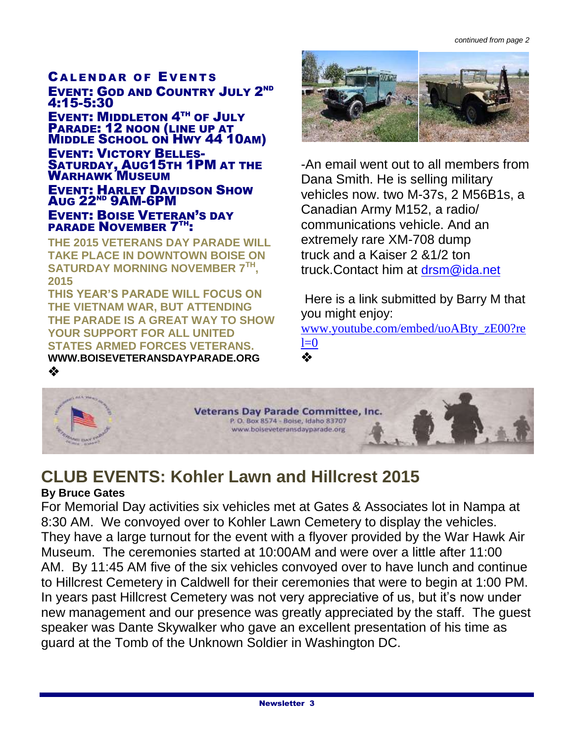*continued from page 2*

## CALENDAR OF EVENTS

**EVENT: GOD AND COUNTRY JULY 2ND 4:15-5:30**

**EVENT: MIDDLETON 4TH OF JULY PARADE: 12 NOON (LINE UP AT MIDDLE SCHOOL ON HWY 44 10AM)**

**EVENT: VICTORY BELLES- SATURDAY, AUG15TH 1PM AT THE WARHAWK MUSEUM**

**EVENT: HARLEY DAVIDSON SHOW AUG 22ND 9AM-6PM**

**EVENT: BOISE VETERAN'S DAY PARADE NOVEMBER 7TH:**

**THE 2015 VETERANS DAY PARADE WILL TAKE PLACE IN DOWNTOWN BOISE ON SATURDAY MORNING NOVEMBER 7TH, 2015**

**THIS YEAR'S PARADE WILL FOCUS ON THE VIETNAM WAR, BUT ATTENDING THE PARADE IS A GREAT WAY TO SHOW YOUR SUPPORT FOR ALL UNITED STATES ARMED FORCES VETERANS.**

**WWW.BOISEVETERANSDAYPARADE.ORG**

❖

-An email went out to all members from Dana Smith. He is selling military vehicles now. two M-37s, 2 M56B1s, a Canadian Army M152, a radio/ communications vehicle. And an extremely rare XM-708 dump truck and a Kaiser 2 &1/2 ton truck.Contact him at drsm@ida.net

Here is a link submitted by Barry M that you might enjoy:
www.youtube.com/embed/uoABty_zE00?rel=0

❖

Veterans Day Parade Committee, Inc.
P. O. Box 8574 - Boise, Idaho 83707
www.boiseveteransdayparade.org

## CLUB EVENTS: Kohler Lawn and Hillcrest 2015

**By Bruce Gates**

For Memorial Day activities six vehicles met at Gates & Associates lot in Nampa at 8:30 AM. We convoyed over to Kohler Lawn Cemetery to display the vehicles. They have a large turnout for the event with a flyover provided by the War Hawk Air Museum. The ceremonies started at 10:00AM and were over a little after 11:00 AM. By 11:45 AM five of the six vehicles convoyed over to have lunch and continue to Hillcrest Cemetery in Caldwell for their ceremonies that were to begin at 1:00 PM. In years past Hillcrest Cemetery was not very appreciative of us, but it's now under new management and our presence was greatly appreciated by the staff. The guest speaker was Dante Skywalker who gave an excellent presentation of his time as guard at the Tomb of the Unknown Soldier in Washington DC.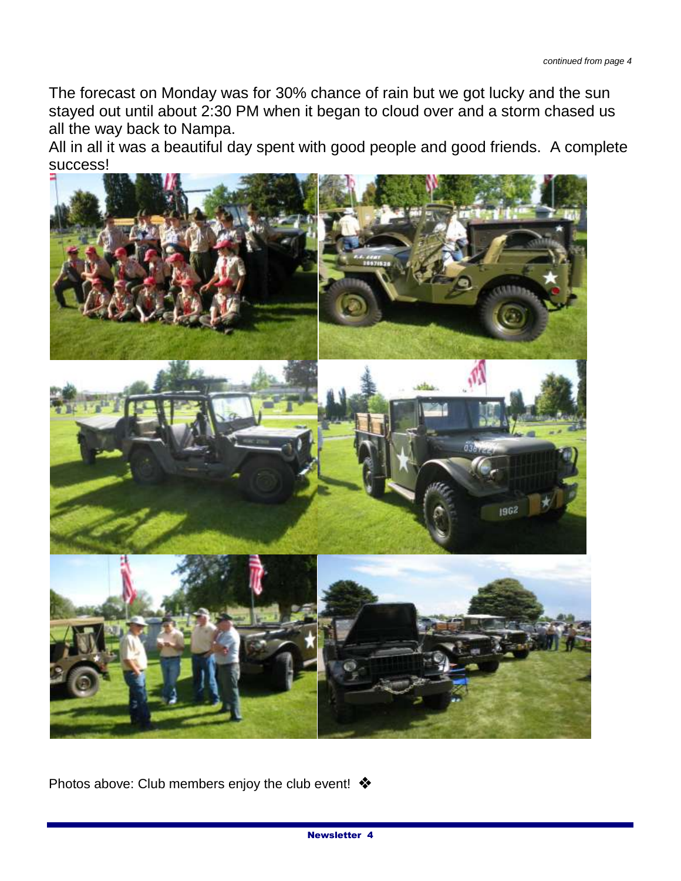*continued from page 4*

The forecast on Monday was for 30% chance of rain but we got lucky and the sun stayed out until about 2:30 PM when it began to cloud over and a storm chased us all the way back to Nampa.

All in all it was a beautiful day spent with good people and good friends. A complete success!

Photos above: Club members enjoy the club event! ❖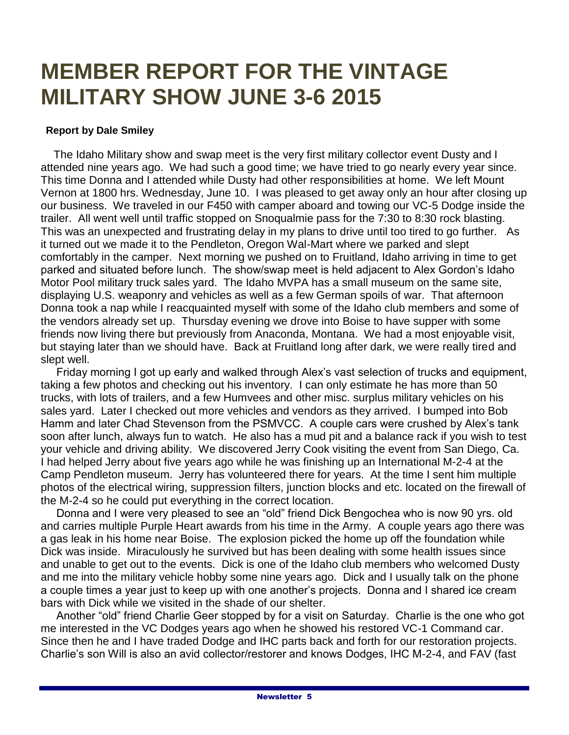# MEMBER REPORT FOR THE VINTAGE MILITARY SHOW JUNE 3-6 2015

**Report by Dale Smiley**

The Idaho Military show and swap meet is the very first military collector event Dusty and I attended nine years ago. We had such a good time; we have tried to go nearly every year since. This time Donna and I attended while Dusty had other responsibilities at home. We left Mount Vernon at 1800 hrs. Wednesday, June 10. I was pleased to get away only an hour after closing up our business. We traveled in our F450 with camper aboard and towing our VC-5 Dodge inside the trailer. All went well until traffic stopped on Snoqualmie pass for the 7:30 to 8:30 rock blasting. This was an unexpected and frustrating delay in my plans to drive until too tired to go further. As it turned out we made it to the Pendleton, Oregon Wal-Mart where we parked and slept comfortably in the camper. Next morning we pushed on to Fruitland, Idaho arriving in time to get parked and situated before lunch. The show/swap meet is held adjacent to Alex Gordon's Idaho Motor Pool military truck sales yard. The Idaho MVPA has a small museum on the same site, displaying U.S. weaponry and vehicles as well as a few German spoils of war. That afternoon Donna took a nap while I reacquainted myself with some of the Idaho club members and some of the vendors already set up. Thursday evening we drove into Boise to have supper with some friends now living there but previously from Anaconda, Montana. We had a most enjoyable visit, but staying later than we should have. Back at Fruitland long after dark, we were really tired and slept well.

Friday morning I got up early and walked through Alex's vast selection of trucks and equipment, taking a few photos and checking out his inventory. I can only estimate he has more than 50 trucks, with lots of trailers, and a few Humvees and other misc. surplus military vehicles on his sales yard. Later I checked out more vehicles and vendors as they arrived. I bumped into Bob Hamm and later Chad Stevenson from the PSMVCC. A couple cars were crushed by Alex's tank soon after lunch, always fun to watch. He also has a mud pit and a balance rack if you wish to test your vehicle and driving ability. We discovered Jerry Cook visiting the event from San Diego, Ca. I had helped Jerry about five years ago while he was finishing up an International M-2-4 at the Camp Pendleton museum. Jerry has volunteered there for years. At the time I sent him multiple photos of the electrical wiring, suppression filters, junction blocks and etc. located on the firewall of the M-2-4 so he could put everything in the correct location.

Donna and I were very pleased to see an "old" friend Dick Bengochea who is now 90 yrs. old and carries multiple Purple Heart awards from his time in the Army. A couple years ago there was a gas leak in his home near Boise. The explosion picked the home up off the foundation while Dick was inside. Miraculously he survived but has been dealing with some health issues since and unable to get out to the events. Dick is one of the Idaho club members who welcomed Dusty and me into the military vehicle hobby some nine years ago. Dick and I usually talk on the phone a couple times a year just to keep up with one another's projects. Donna and I shared ice cream bars with Dick while we visited in the shade of our shelter.

Another "old" friend Charlie Geer stopped by for a visit on Saturday. Charlie is the one who got me interested in the VC Dodges years ago when he showed his restored VC-1 Command car. Since then he and I have traded Dodge and IHC parts back and forth for our restoration projects. Charlie's son Will is also an avid collector/restorer and knows Dodges, IHC M-2-4, and FAV (fast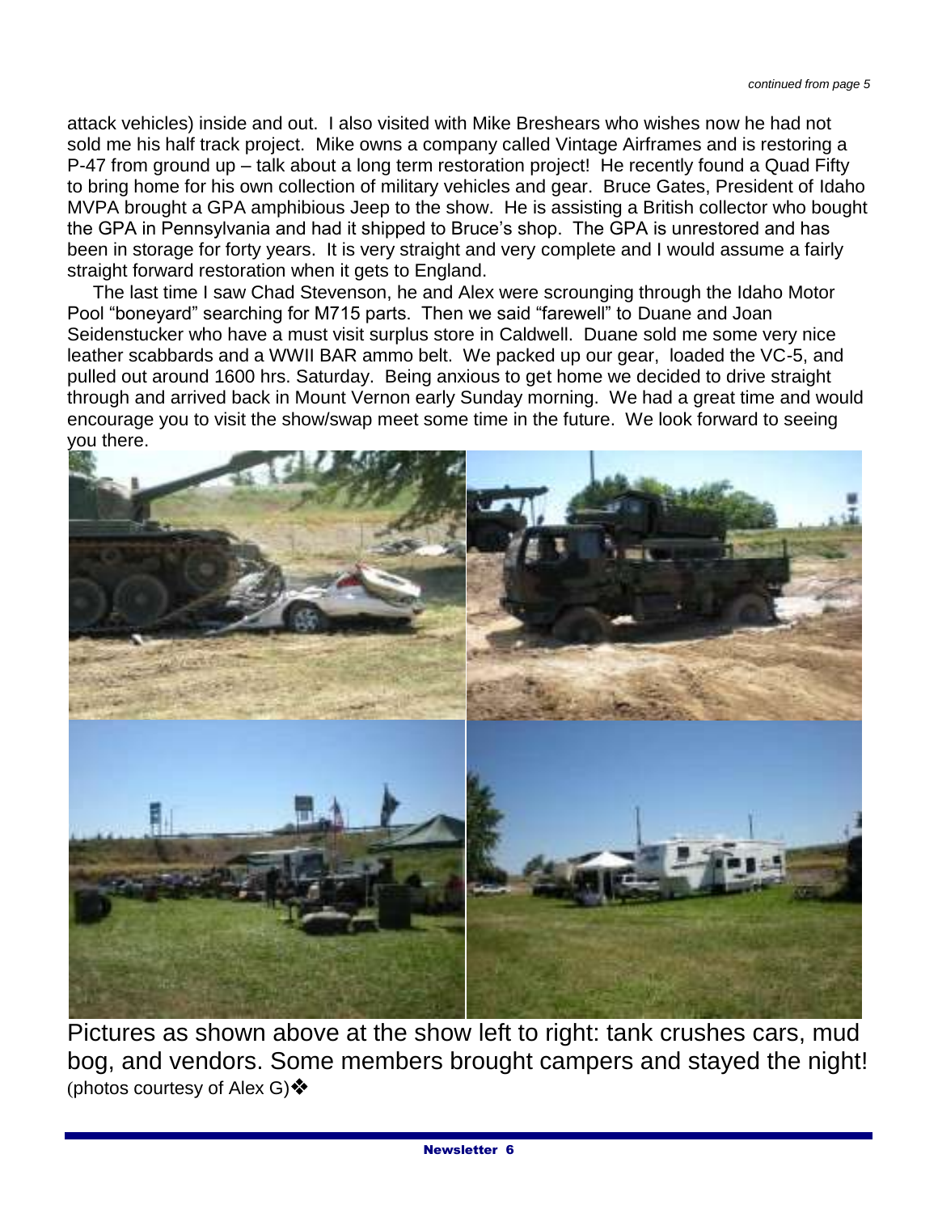*continued from page 5*

attack vehicles) inside and out. I also visited with Mike Breshears who wishes now he had not sold me his half track project. Mike owns a company called Vintage Airframes and is restoring a P-47 from ground up – talk about a long term restoration project! He recently found a Quad Fifty to bring home for his own collection of military vehicles and gear. Bruce Gates, President of Idaho MVPA brought a GPA amphibious Jeep to the show. He is assisting a British collector who bought the GPA in Pennsylvania and had it shipped to Bruce's shop. The GPA is unrestored and has been in storage for forty years. It is very straight and very complete and I would assume a fairly straight forward restoration when it gets to England.

The last time I saw Chad Stevenson, he and Alex were scrounging through the Idaho Motor Pool "boneyard" searching for M715 parts. Then we said "farewell" to Duane and Joan Seidenstucker who have a must visit surplus store in Caldwell. Duane sold me some very nice leather scabbards and a WWII BAR ammo belt. We packed up our gear, loaded the VC-5, and pulled out around 1600 hrs. Saturday. Being anxious to get home we decided to drive straight through and arrived back in Mount Vernon early Sunday morning. We had a great time and would encourage you to visit the show/swap meet some time in the future. We look forward to seeing you there.

Pictures as shown above at the show left to right: tank crushes cars, mud bog, and vendors. Some members brought campers and stayed the night! (photos courtesy of Alex G)❖